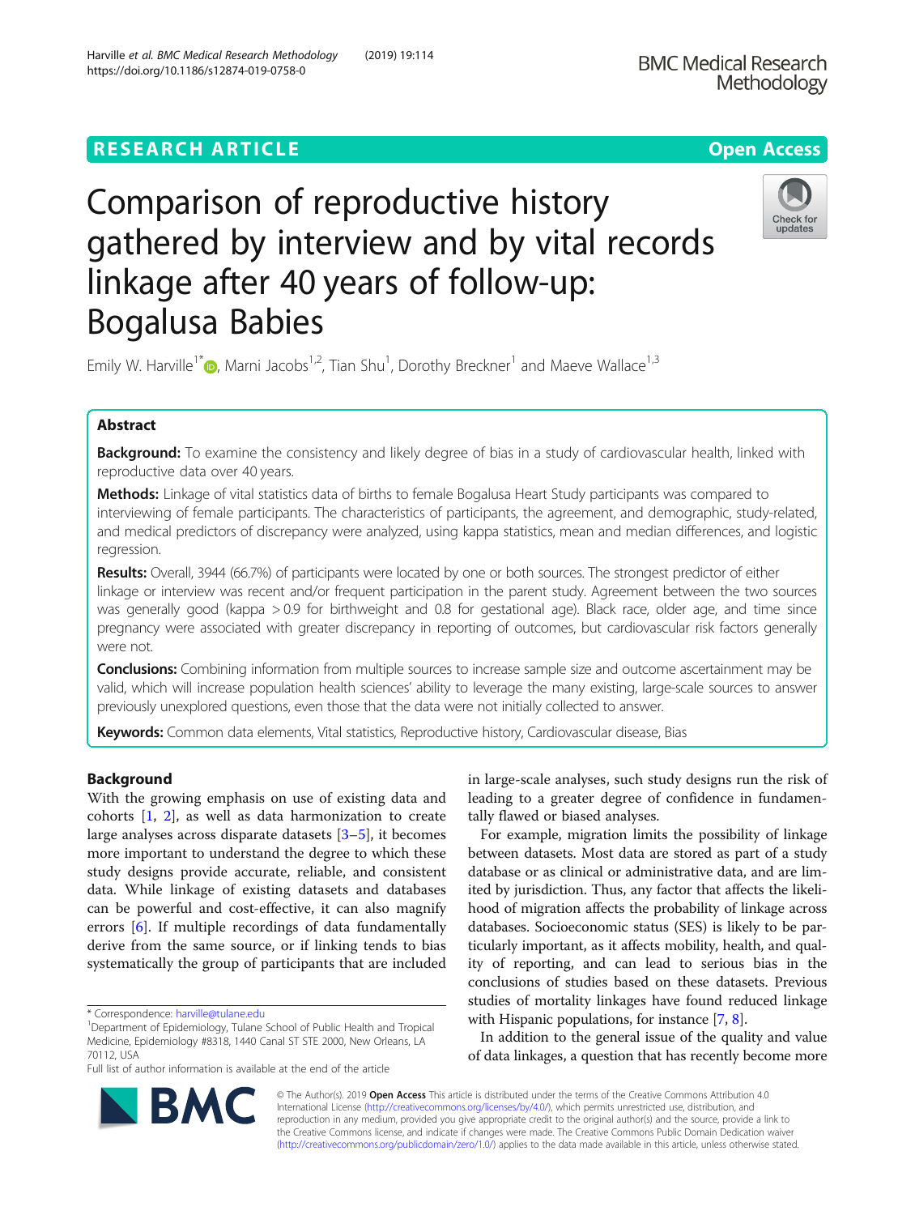RESEARCH ARTICLE

Open Access

# Comparison of reproductive history gathered by interview and by vital records linkage after 40 years of follow-up: Bogalusa Babies

Emily W. Harville[1*], Marni Jacobs[1,2], Tian Shu[1], Dorothy Breckner[1] and Maeve Wallace[1,3]

## Abstract

**Background:** To examine the consistency and likely degree of bias in a study of cardiovascular health, linked with reproductive data over 40 years.

**Methods:** Linkage of vital statistics data of births to female Bogalusa Heart Study participants was compared to interviewing of female participants. The characteristics of participants, the agreement, and demographic, study-related, and medical predictors of discrepancy were analyzed, using kappa statistics, mean and median differences, and logistic regression.

**Results:** Overall, 3944 (66.7%) of participants were located by one or both sources. The strongest predictor of either linkage or interview was recent and/or frequent participation in the parent study. Agreement between the two sources was generally good (kappa > 0.9 for birthweight and 0.8 for gestational age). Black race, older age, and time since pregnancy were associated with greater discrepancy in reporting of outcomes, but cardiovascular risk factors generally were not.

**Conclusions:** Combining information from multiple sources to increase sample size and outcome ascertainment may be valid, which will increase population health sciences' ability to leverage the many existing, large-scale sources to answer previously unexplored questions, even those that the data were not initially collected to answer.

**Keywords:** Common data elements, Vital statistics, Reproductive history, Cardiovascular disease, Bias

## Background

With the growing emphasis on use of existing data and cohorts [1, 2], as well as data harmonization to create large analyses across disparate datasets [3–5], it becomes more important to understand the degree to which these study designs provide accurate, reliable, and consistent data. While linkage of existing datasets and databases can be powerful and cost-effective, it can also magnify errors [6]. If multiple recordings of data fundamentally derive from the same source, or if linking tends to bias systematically the group of participants that are included in large-scale analyses, such study designs run the risk of leading to a greater degree of confidence in fundamentally flawed or biased analyses.

For example, migration limits the possibility of linkage between datasets. Most data are stored as part of a study database or as clinical or administrative data, and are limited by jurisdiction. Thus, any factor that affects the likelihood of migration affects the probability of linkage across databases. Socioeconomic status (SES) is likely to be particularly important, as it affects mobility, health, and quality of reporting, and can lead to serious bias in the conclusions of studies based on these datasets. Previous studies of mortality linkages have found reduced linkage with Hispanic populations, for instance [7, 8].

In addition to the general issue of the quality and value of data linkages, a question that has recently become more

\* Correspondence: harville@tulane.edu
[1]Department of Epidemiology, Tulane School of Public Health and Tropical Medicine, Epidemiology #8318, 1440 Canal ST STE 2000, New Orleans, LA 70112, USA
Full list of author information is available at the end of the article

© The Author(s). 2019 **Open Access** This article is distributed under the terms of the Creative Commons Attribution 4.0 International License (http://creativecommons.org/licenses/by/4.0/), which permits unrestricted use, distribution, and reproduction in any medium, provided you give appropriate credit to the original author(s) and the source, provide a link to the Creative Commons license, and indicate if changes were made. The Creative Commons Public Domain Dedication waiver (http://creativecommons.org/publicdomain/zero/1.0/) applies to the data made available in this article, unless otherwise stated.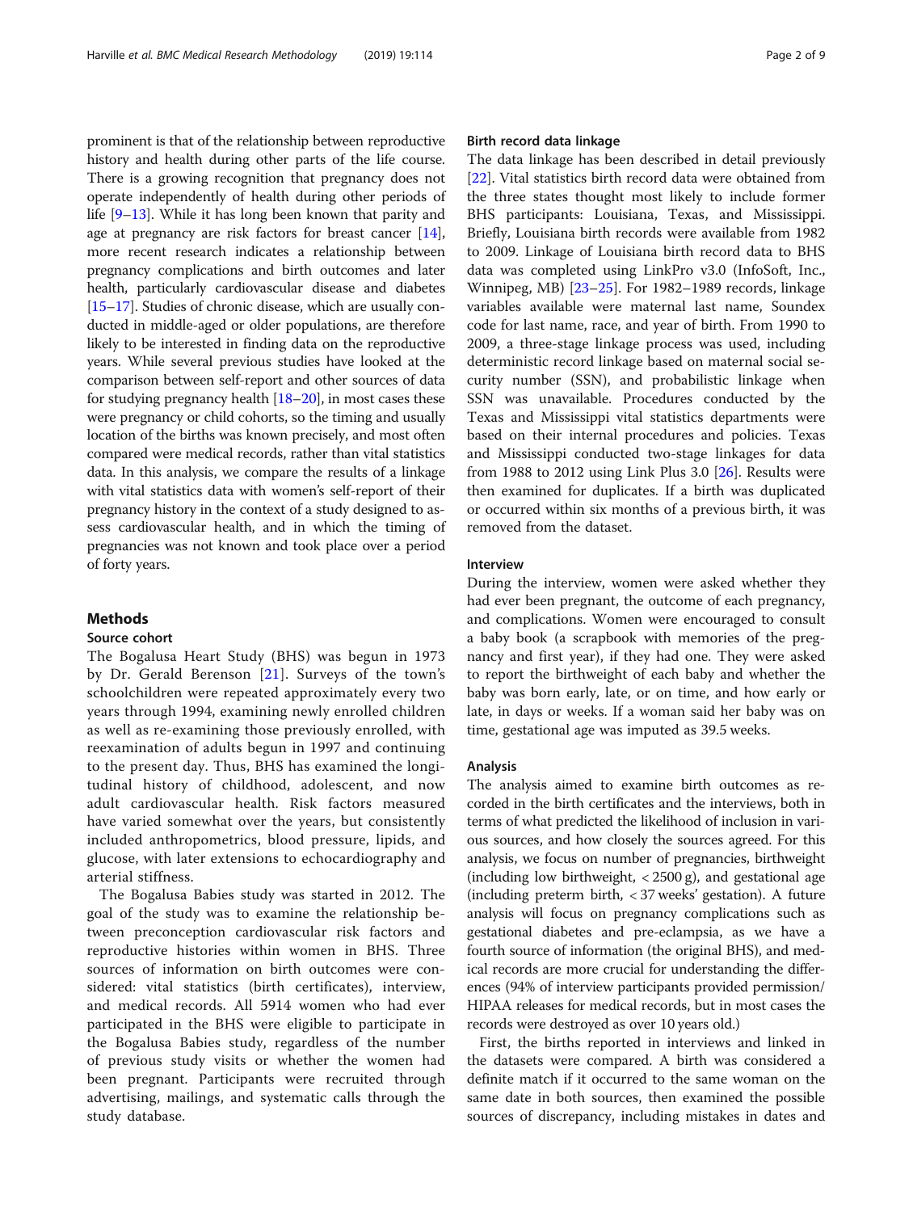prominent is that of the relationship between reproductive history and health during other parts of the life course. There is a growing recognition that pregnancy does not operate independently of health during other periods of life [9–13]. While it has long been known that parity and age at pregnancy are risk factors for breast cancer [14], more recent research indicates a relationship between pregnancy complications and birth outcomes and later health, particularly cardiovascular disease and diabetes [15–17]. Studies of chronic disease, which are usually conducted in middle-aged or older populations, are therefore likely to be interested in finding data on the reproductive years. While several previous studies have looked at the comparison between self-report and other sources of data for studying pregnancy health [18–20], in most cases these were pregnancy or child cohorts, so the timing and usually location of the births was known precisely, and most often compared were medical records, rather than vital statistics data. In this analysis, we compare the results of a linkage with vital statistics data with women's self-report of their pregnancy history in the context of a study designed to assess cardiovascular health, and in which the timing of pregnancies was not known and took place over a period of forty years.

## Methods

### Source cohort

The Bogalusa Heart Study (BHS) was begun in 1973 by Dr. Gerald Berenson [21]. Surveys of the town's schoolchildren were repeated approximately every two years through 1994, examining newly enrolled children as well as re-examining those previously enrolled, with reexamination of adults begun in 1997 and continuing to the present day. Thus, BHS has examined the longitudinal history of childhood, adolescent, and now adult cardiovascular health. Risk factors measured have varied somewhat over the years, but consistently included anthropometrics, blood pressure, lipids, and glucose, with later extensions to echocardiography and arterial stiffness.

The Bogalusa Babies study was started in 2012. The goal of the study was to examine the relationship between preconception cardiovascular risk factors and reproductive histories within women in BHS. Three sources of information on birth outcomes were considered: vital statistics (birth certificates), interview, and medical records. All 5914 women who had ever participated in the BHS were eligible to participate in the Bogalusa Babies study, regardless of the number of previous study visits or whether the women had been pregnant. Participants were recruited through advertising, mailings, and systematic calls through the study database.

### Birth record data linkage

The data linkage has been described in detail previously [22]. Vital statistics birth record data were obtained from the three states thought most likely to include former BHS participants: Louisiana, Texas, and Mississippi. Briefly, Louisiana birth records were available from 1982 to 2009. Linkage of Louisiana birth record data to BHS data was completed using LinkPro v3.0 (InfoSoft, Inc., Winnipeg, MB) [23–25]. For 1982–1989 records, linkage variables available were maternal last name, Soundex code for last name, race, and year of birth. From 1990 to 2009, a three-stage linkage process was used, including deterministic record linkage based on maternal social security number (SSN), and probabilistic linkage when SSN was unavailable. Procedures conducted by the Texas and Mississippi vital statistics departments were based on their internal procedures and policies. Texas and Mississippi conducted two-stage linkages for data from 1988 to 2012 using Link Plus 3.0 [26]. Results were then examined for duplicates. If a birth was duplicated or occurred within six months of a previous birth, it was removed from the dataset.

### Interview

During the interview, women were asked whether they had ever been pregnant, the outcome of each pregnancy, and complications. Women were encouraged to consult a baby book (a scrapbook with memories of the pregnancy and first year), if they had one. They were asked to report the birthweight of each baby and whether the baby was born early, late, or on time, and how early or late, in days or weeks. If a woman said her baby was on time, gestational age was imputed as 39.5 weeks.

### Analysis

The analysis aimed to examine birth outcomes as recorded in the birth certificates and the interviews, both in terms of what predicted the likelihood of inclusion in various sources, and how closely the sources agreed. For this analysis, we focus on number of pregnancies, birthweight (including low birthweight, < 2500 g), and gestational age (including preterm birth, < 37 weeks' gestation). A future analysis will focus on pregnancy complications such as gestational diabetes and pre-eclampsia, as we have a fourth source of information (the original BHS), and medical records are more crucial for understanding the differences (94% of interview participants provided permission/HIPAA releases for medical records, but in most cases the records were destroyed as over 10 years old.)

First, the births reported in interviews and linked in the datasets were compared. A birth was considered a definite match if it occurred to the same woman on the same date in both sources, then examined the possible sources of discrepancy, including mistakes in dates and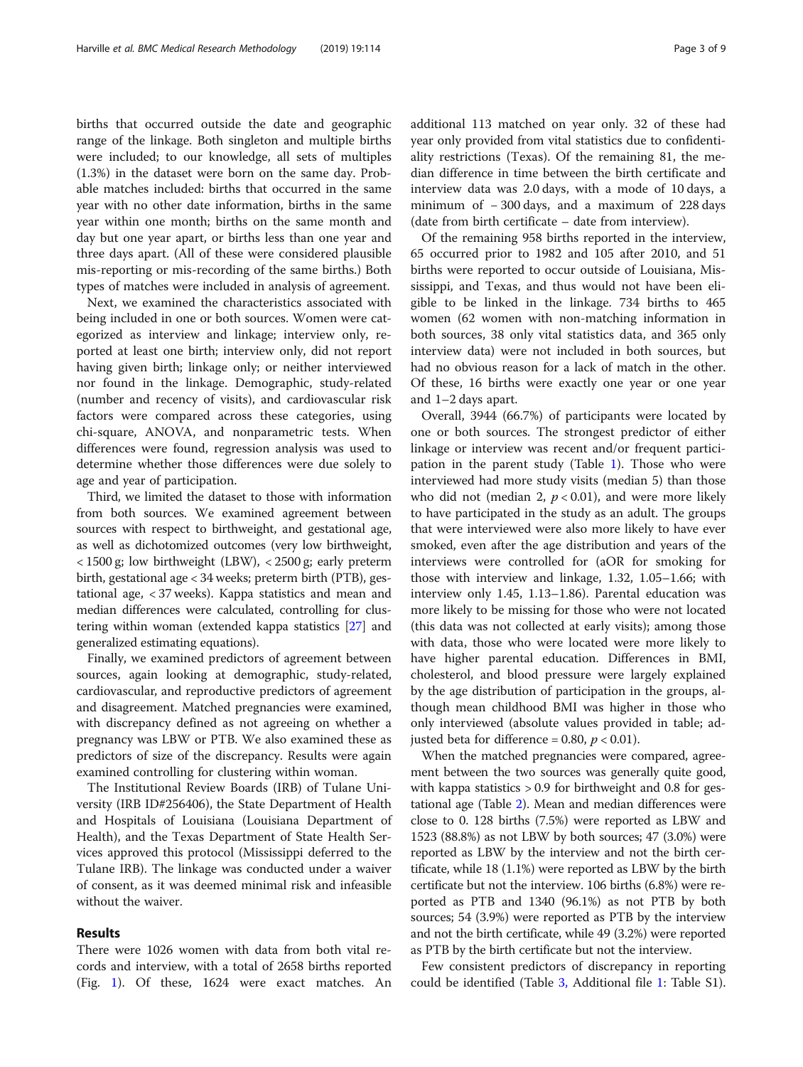births that occurred outside the date and geographic range of the linkage. Both singleton and multiple births were included; to our knowledge, all sets of multiples (1.3%) in the dataset were born on the same day. Probable matches included: births that occurred in the same year with no other date information, births in the same year within one month; births on the same month and day but one year apart, or births less than one year and three days apart. (All of these were considered plausible mis-reporting or mis-recording of the same births.) Both types of matches were included in analysis of agreement.

Next, we examined the characteristics associated with being included in one or both sources. Women were categorized as interview and linkage; interview only, reported at least one birth; interview only, did not report having given birth; linkage only; or neither interviewed nor found in the linkage. Demographic, study-related (number and recency of visits), and cardiovascular risk factors were compared across these categories, using chi-square, ANOVA, and nonparametric tests. When differences were found, regression analysis was used to determine whether those differences were due solely to age and year of participation.

Third, we limited the dataset to those with information from both sources. We examined agreement between sources with respect to birthweight, and gestational age, as well as dichotomized outcomes (very low birthweight, < 1500 g; low birthweight (LBW), < 2500 g; early preterm birth, gestational age < 34 weeks; preterm birth (PTB), gestational age, < 37 weeks). Kappa statistics and mean and median differences were calculated, controlling for clustering within woman (extended kappa statistics [27] and generalized estimating equations).

Finally, we examined predictors of agreement between sources, again looking at demographic, study-related, cardiovascular, and reproductive predictors of agreement and disagreement. Matched pregnancies were examined, with discrepancy defined as not agreeing on whether a pregnancy was LBW or PTB. We also examined these as predictors of size of the discrepancy. Results were again examined controlling for clustering within woman.

The Institutional Review Boards (IRB) of Tulane University (IRB ID#256406), the State Department of Health and Hospitals of Louisiana (Louisiana Department of Health), and the Texas Department of State Health Services approved this protocol (Mississippi deferred to the Tulane IRB). The linkage was conducted under a waiver of consent, as it was deemed minimal risk and infeasible without the waiver.

## Results

There were 1026 women with data from both vital records and interview, with a total of 2658 births reported (Fig. 1). Of these, 1624 were exact matches. An additional 113 matched on year only. 32 of these had year only provided from vital statistics due to confidentiality restrictions (Texas). Of the remaining 81, the median difference in time between the birth certificate and interview data was 2.0 days, with a mode of 10 days, a minimum of − 300 days, and a maximum of 228 days (date from birth certificate – date from interview).

Of the remaining 958 births reported in the interview, 65 occurred prior to 1982 and 105 after 2010, and 51 births were reported to occur outside of Louisiana, Mississippi, and Texas, and thus would not have been eligible to be linked in the linkage. 734 births to 465 women (62 women with non-matching information in both sources, 38 only vital statistics data, and 365 only interview data) were not included in both sources, but had no obvious reason for a lack of match in the other. Of these, 16 births were exactly one year or one year and 1–2 days apart.

Overall, 3944 (66.7%) of participants were located by one or both sources. The strongest predictor of either linkage or interview was recent and/or frequent participation in the parent study (Table 1). Those who were interviewed had more study visits (median 5) than those who did not (median 2, $p < 0.01$), and were more likely to have participated in the study as an adult. The groups that were interviewed were also more likely to have ever smoked, even after the age distribution and years of the interviews were controlled for (aOR for smoking for those with interview and linkage, 1.32, 1.05–1.66; with interview only 1.45, 1.13–1.86). Parental education was more likely to be missing for those who were not located (this data was not collected at early visits); among those with data, those who were located were more likely to have higher parental education. Differences in BMI, cholesterol, and blood pressure were largely explained by the age distribution of participation in the groups, although mean childhood BMI was higher in those who only interviewed (absolute values provided in table; adjusted beta for difference = 0.80, $p < 0.01$).

When the matched pregnancies were compared, agreement between the two sources was generally quite good, with kappa statistics > 0.9 for birthweight and 0.8 for gestational age (Table 2). Mean and median differences were close to 0. 128 births (7.5%) were reported as LBW and 1523 (88.8%) as not LBW by both sources; 47 (3.0%) were reported as LBW by the interview and not the birth certificate, while 18 (1.1%) were reported as LBW by the birth certificate but not the interview. 106 births (6.8%) were reported as PTB and 1340 (96.1%) as not PTB by both sources; 54 (3.9%) were reported as PTB by the interview and not the birth certificate, while 49 (3.2%) were reported as PTB by the birth certificate but not the interview.

Few consistent predictors of discrepancy in reporting could be identified (Table 3, Additional file 1: Table S1).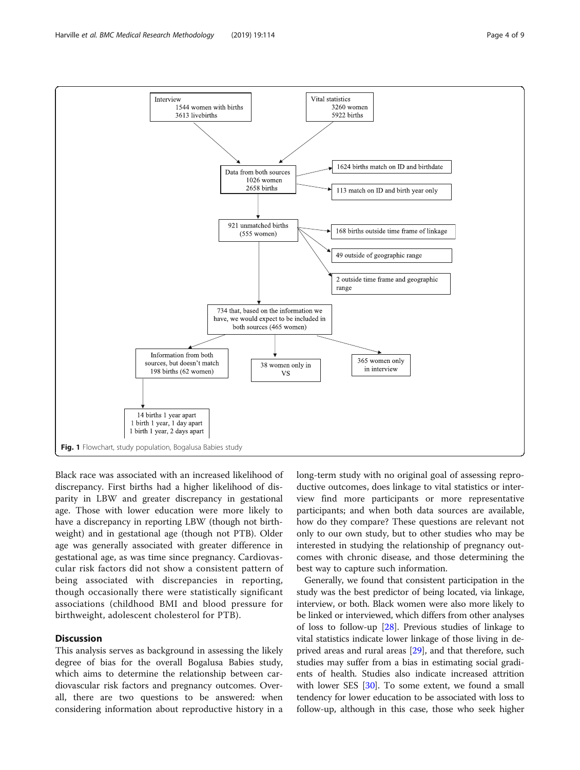Interview
1544 women with births
3613 livebirths

Vital statistics
3260 women
5922 births

Data from both sources
1026 women
2658 births

1624 births match on ID and birthdate

113 match on ID and birth year only

921 unmatched births
(555 women)

168 births outside time frame of linkage

49 outside of geographic range

2 outside time frame and geographic range

734 that, based on the information we have, we would expect to be included in both sources (465 women)

Information from both sources, but doesn't match
198 births (62 women)

38 women only in VS

365 women only in interview

14 births 1 year apart
1 birth 1 year, 1 day apart
1 birth 1 year, 2 days apart

**Fig. 1** Flowchart, study population, Bogalusa Babies study

Black race was associated with an increased likelihood of discrepancy. First births had a higher likelihood of disparity in LBW and greater discrepancy in gestational age. Those with lower education were more likely to have a discrepancy in reporting LBW (though not birthweight) and in gestational age (though not PTB). Older age was generally associated with greater difference in gestational age, as was time since pregnancy. Cardiovascular risk factors did not show a consistent pattern of being associated with discrepancies in reporting, though occasionally there were statistically significant associations (childhood BMI and blood pressure for birthweight, adolescent cholesterol for PTB).

## Discussion

This analysis serves as background in assessing the likely degree of bias for the overall Bogalusa Babies study, which aims to determine the relationship between cardiovascular risk factors and pregnancy outcomes. Overall, there are two questions to be answered: when considering information about reproductive history in a long-term study with no original goal of assessing reproductive outcomes, does linkage to vital statistics or interview find more participants or more representative participants; and when both data sources are available, how do they compare? These questions are relevant not only to our own study, but to other studies who may be interested in studying the relationship of pregnancy outcomes with chronic disease, and those determining the best way to capture such information.

Generally, we found that consistent participation in the study was the best predictor of being located, via linkage, interview, or both. Black women were also more likely to be linked or interviewed, which differs from other analyses of loss to follow-up [28]. Previous studies of linkage to vital statistics indicate lower linkage of those living in deprived areas and rural areas [29], and that therefore, such studies may suffer from a bias in estimating social gradients of health. Studies also indicate increased attrition with lower SES [30]. To some extent, we found a small tendency for lower education to be associated with loss to follow-up, although in this case, those who seek higher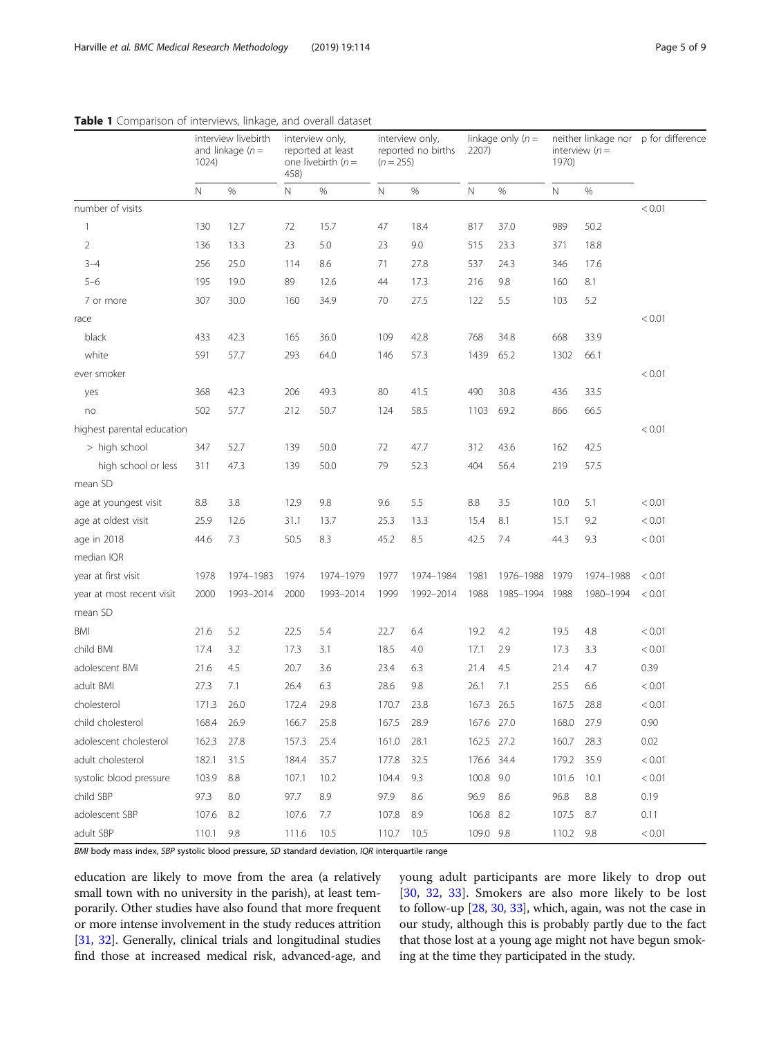**Table 1** Comparison of interviews, linkage, and overall dataset

| | interview livebirth and linkage (n = 1024) | | interview only, reported at least one livebirth (n = 458) | | interview only, reported no births (n = 255) | | linkage only (n = 2207) | | neither linkage nor interview (n = 1970) | | p for difference |
|---|---|---|---|---|---|---|---|---|---|---|---|
| | N | % | N | % | N | % | N | % | N | % | |
| number of visits | | | | | | | | | | | < 0.01 |
| 1 | 130 | 12.7 | 72 | 15.7 | 47 | 18.4 | 817 | 37.0 | 989 | 50.2 | |
| 2 | 136 | 13.3 | 23 | 5.0 | 23 | 9.0 | 515 | 23.3 | 371 | 18.8 | |
| 3–4 | 256 | 25.0 | 114 | 8.6 | 71 | 27.8 | 537 | 24.3 | 346 | 17.6 | |
| 5–6 | 195 | 19.0 | 89 | 12.6 | 44 | 17.3 | 216 | 9.8 | 160 | 8.1 | |
| 7 or more | 307 | 30.0 | 160 | 34.9 | 70 | 27.5 | 122 | 5.5 | 103 | 5.2 | |
| race | | | | | | | | | | | < 0.01 |
| black | 433 | 42.3 | 165 | 36.0 | 109 | 42.8 | 768 | 34.8 | 668 | 33.9 | |
| white | 591 | 57.7 | 293 | 64.0 | 146 | 57.3 | 1439 | 65.2 | 1302 | 66.1 | |
| ever smoker | | | | | | | | | | | < 0.01 |
| yes | 368 | 42.3 | 206 | 49.3 | 80 | 41.5 | 490 | 30.8 | 436 | 33.5 | |
| no | 502 | 57.7 | 212 | 50.7 | 124 | 58.5 | 1103 | 69.2 | 866 | 66.5 | |
| highest parental education | | | | | | | | | | | < 0.01 |
| > high school | 347 | 52.7 | 139 | 50.0 | 72 | 47.7 | 312 | 43.6 | 162 | 42.5 | |
| high school or less | 311 | 47.3 | 139 | 50.0 | 79 | 52.3 | 404 | 56.4 | 219 | 57.5 | |
| mean SD | | | | | | | | | | | |
| age at youngest visit | 8.8 | 3.8 | 12.9 | 9.8 | 9.6 | 5.5 | 8.8 | 3.5 | 10.0 | 5.1 | < 0.01 |
| age at oldest visit | 25.9 | 12.6 | 31.1 | 13.7 | 25.3 | 13.3 | 15.4 | 8.1 | 15.1 | 9.2 | < 0.01 |
| age in 2018 | 44.6 | 7.3 | 50.5 | 8.3 | 45.2 | 8.5 | 42.5 | 7.4 | 44.3 | 9.3 | < 0.01 |
| median IQR | | | | | | | | | | | |
| year at first visit | 1978 | 1974–1983 | 1974 | 1974–1979 | 1977 | 1974–1984 | 1981 | 1976–1988 | 1979 | 1974–1988 | < 0.01 |
| year at most recent visit | 2000 | 1993–2014 | 2000 | 1993–2014 | 1999 | 1992–2014 | 1988 | 1985–1994 | 1988 | 1980–1994 | < 0.01 |
| mean SD | | | | | | | | | | | |
| BMI | 21.6 | 5.2 | 22.5 | 5.4 | 22.7 | 6.4 | 19.2 | 4.2 | 19.5 | 4.8 | < 0.01 |
| child BMI | 17.4 | 3.2 | 17.3 | 3.1 | 18.5 | 4.0 | 17.1 | 2.9 | 17.3 | 3.3 | < 0.01 |
| adolescent BMI | 21.6 | 4.5 | 20.7 | 3.6 | 23.4 | 6.3 | 21.4 | 4.5 | 21.4 | 4.7 | 0.39 |
| adult BMI | 27.3 | 7.1 | 26.4 | 6.3 | 28.6 | 9.8 | 26.1 | 7.1 | 25.5 | 6.6 | < 0.01 |
| cholesterol | 171.3 | 26.0 | 172.4 | 29.8 | 170.7 | 23.8 | 167.3 | 26.5 | 167.5 | 28.8 | < 0.01 |
| child cholesterol | 168.4 | 26.9 | 166.7 | 25.8 | 167.5 | 28.9 | 167.6 | 27.0 | 168.0 | 27.9 | 0.90 |
| adolescent cholesterol | 162.3 | 27.8 | 157.3 | 25.4 | 161.0 | 28.1 | 162.5 | 27.2 | 160.7 | 28.3 | 0.02 |
| adult cholesterol | 182.1 | 31.5 | 184.4 | 35.7 | 177.8 | 32.5 | 176.6 | 34.4 | 179.2 | 35.9 | < 0.01 |
| systolic blood pressure | 103.9 | 8.8 | 107.1 | 10.2 | 104.4 | 9.3 | 100.8 | 9.0 | 101.6 | 10.1 | < 0.01 |
| child SBP | 97.3 | 8.0 | 97.7 | 8.9 | 97.9 | 8.6 | 96.9 | 8.6 | 96.8 | 8.8 | 0.19 |
| adolescent SBP | 107.6 | 8.2 | 107.6 | 7.7 | 107.8 | 8.9 | 106.8 | 8.2 | 107.5 | 8.7 | 0.11 |
| adult SBP | 110.1 | 9.8 | 111.6 | 10.5 | 110.7 | 10.5 | 109.0 | 9.8 | 110.2 | 9.8 | < 0.01 |

*BMI* body mass index, *SBP* systolic blood pressure, *SD* standard deviation, *IQR* interquartile range

education are likely to move from the area (a relatively small town with no university in the parish), at least temporarily. Other studies have also found that more frequent or more intense involvement in the study reduces attrition [31, 32]. Generally, clinical trials and longitudinal studies find those at increased medical risk, advanced-age, and young adult participants are more likely to drop out [30, 32, 33]. Smokers are also more likely to be lost to follow-up [28, 30, 33], which, again, was not the case in our study, although this is probably partly due to the fact that those lost at a young age might not have begun smoking at the time they participated in the study.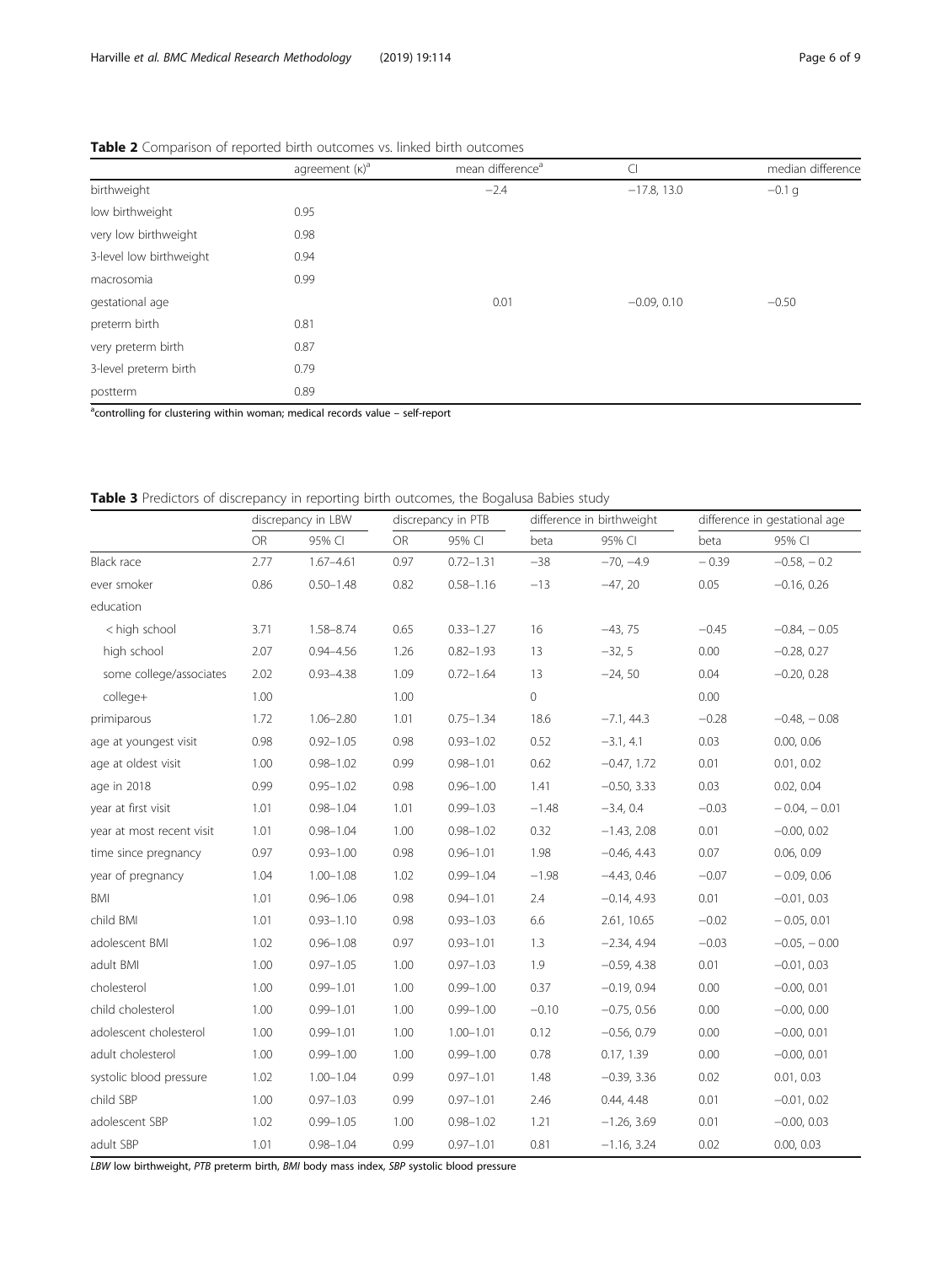**Table 2** Comparison of reported birth outcomes vs. linked birth outcomes

| | agreement (κ)[a] | mean difference[a] | CI | median difference |
|---|---|---|---|---|
| birthweight | | −2.4 | −17.8, 13.0 | −0.1 g |
| low birthweight | 0.95 | | | |
| very low birthweight | 0.98 | | | |
| 3-level low birthweight | 0.94 | | | |
| macrosomia | 0.99 | | | |
| gestational age | | 0.01 | −0.09, 0.10 | −0.50 |
| preterm birth | 0.81 | | | |
| very preterm birth | 0.87 | | | |
| 3-level preterm birth | 0.79 | | | |
| postterm | 0.89 | | | |

[a]controlling for clustering within woman; medical records value – self-report

**Table 3** Predictors of discrepancy in reporting birth outcomes, the Bogalusa Babies study

| | discrepancy in LBW | | discrepancy in PTB | | difference in birthweight | | difference in gestational age | |
|---|---|---|---|---|---|---|---|---|
| | OR | 95% CI | OR | 95% CI | beta | 95% CI | beta | 95% CI |
| Black race | 2.77 | 1.67–4.61 | 0.97 | 0.72–1.31 | −38 | −70, −4.9 | − 0.39 | −0.58, − 0.2 |
| ever smoker | 0.86 | 0.50–1.48 | 0.82 | 0.58–1.16 | −13 | −47, 20 | 0.05 | −0.16, 0.26 |
| education | | | | | | | | |
| < high school | 3.71 | 1.58–8.74 | 0.65 | 0.33–1.27 | 16 | −43, 75 | −0.45 | −0.84, − 0.05 |
| high school | 2.07 | 0.94–4.56 | 1.26 | 0.82–1.93 | 13 | −32, 5 | 0.00 | −0.28, 0.27 |
| some college/associates | 2.02 | 0.93–4.38 | 1.09 | 0.72–1.64 | 13 | −24, 50 | 0.04 | −0.20, 0.28 |
| college+ | 1.00 | | 1.00 | | 0 | | 0.00 | |
| primiparous | 1.72 | 1.06–2.80 | 1.01 | 0.75–1.34 | 18.6 | −7.1, 44.3 | −0.28 | −0.48, − 0.08 |
| age at youngest visit | 0.98 | 0.92–1.05 | 0.98 | 0.93–1.02 | 0.52 | −3.1, 4.1 | 0.03 | 0.00, 0.06 |
| age at oldest visit | 1.00 | 0.98–1.02 | 0.99 | 0.98–1.01 | 0.62 | −0.47, 1.72 | 0.01 | 0.01, 0.02 |
| age in 2018 | 0.99 | 0.95–1.02 | 0.98 | 0.96–1.00 | 1.41 | −0.50, 3.33 | 0.03 | 0.02, 0.04 |
| year at first visit | 1.01 | 0.98–1.04 | 1.01 | 0.99–1.03 | −1.48 | −3.4, 0.4 | −0.03 | − 0.04, − 0.01 |
| year at most recent visit | 1.01 | 0.98–1.04 | 1.00 | 0.98–1.02 | 0.32 | −1.43, 2.08 | 0.01 | −0.00, 0.02 |
| time since pregnancy | 0.97 | 0.93–1.00 | 0.98 | 0.96–1.01 | 1.98 | −0.46, 4.43 | 0.07 | 0.06, 0.09 |
| year of pregnancy | 1.04 | 1.00–1.08 | 1.02 | 0.99–1.04 | −1.98 | −4.43, 0.46 | −0.07 | − 0.09, 0.06 |
| BMI | 1.01 | 0.96–1.06 | 0.98 | 0.94–1.01 | 2.4 | −0.14, 4.93 | 0.01 | −0.01, 0.03 |
| child BMI | 1.01 | 0.93–1.10 | 0.98 | 0.93–1.03 | 6.6 | 2.61, 10.65 | −0.02 | − 0.05, 0.01 |
| adolescent BMI | 1.02 | 0.96–1.08 | 0.97 | 0.93–1.01 | 1.3 | −2.34, 4.94 | −0.03 | −0.05, − 0.00 |
| adult BMI | 1.00 | 0.97–1.05 | 1.00 | 0.97–1.03 | 1.9 | −0.59, 4.38 | 0.01 | −0.01, 0.03 |
| cholesterol | 1.00 | 0.99–1.01 | 1.00 | 0.99–1.00 | 0.37 | −0.19, 0.94 | 0.00 | −0.00, 0.01 |
| child cholesterol | 1.00 | 0.99–1.01 | 1.00 | 0.99–1.00 | −0.10 | −0.75, 0.56 | 0.00 | −0.00, 0.00 |
| adolescent cholesterol | 1.00 | 0.99–1.01 | 1.00 | 1.00–1.01 | 0.12 | −0.56, 0.79 | 0.00 | −0.00, 0.01 |
| adult cholesterol | 1.00 | 0.99–1.00 | 1.00 | 0.99–1.00 | 0.78 | 0.17, 1.39 | 0.00 | −0.00, 0.01 |
| systolic blood pressure | 1.02 | 1.00–1.04 | 0.99 | 0.97–1.01 | 1.48 | −0.39, 3.36 | 0.02 | 0.01, 0.03 |
| child SBP | 1.00 | 0.97–1.03 | 0.99 | 0.97–1.01 | 2.46 | 0.44, 4.48 | 0.01 | −0.01, 0.02 |
| adolescent SBP | 1.02 | 0.99–1.05 | 1.00 | 0.98–1.02 | 1.21 | −1.26, 3.69 | 0.01 | −0.00, 0.03 |
| adult SBP | 1.01 | 0.98–1.04 | 0.99 | 0.97–1.01 | 0.81 | −1.16, 3.24 | 0.02 | 0.00, 0.03 |

*LBW* low birthweight, *PTB* preterm birth, *BMI* body mass index, *SBP* systolic blood pressure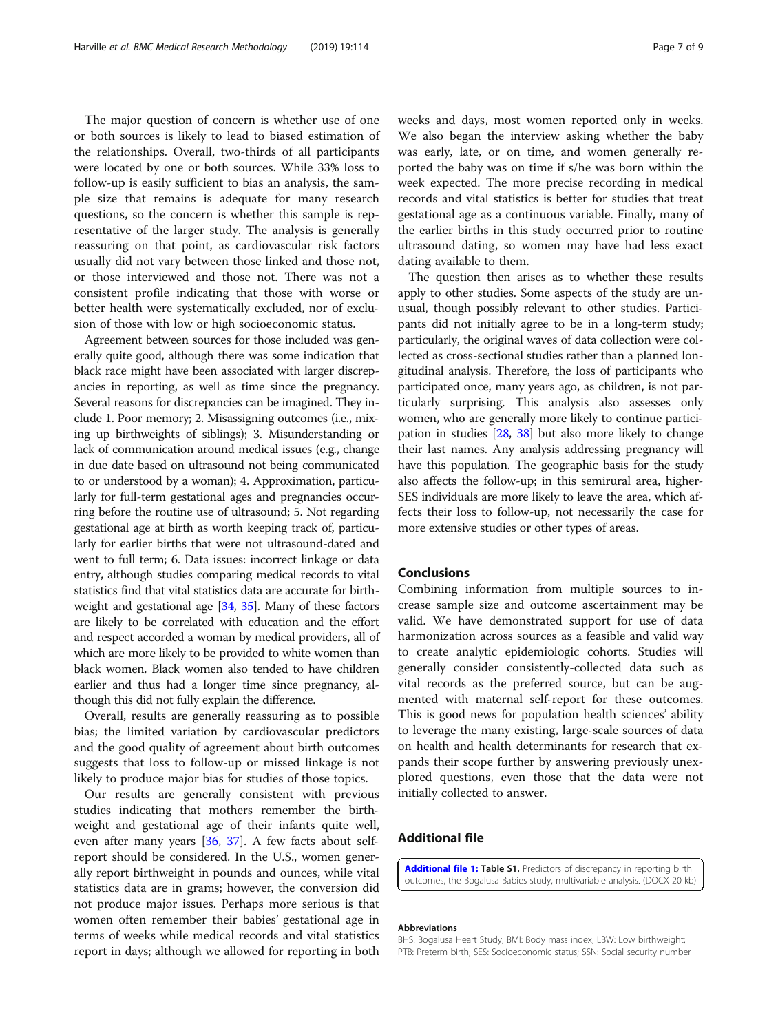The major question of concern is whether use of one or both sources is likely to lead to biased estimation of the relationships. Overall, two-thirds of all participants were located by one or both sources. While 33% loss to follow-up is easily sufficient to bias an analysis, the sample size that remains is adequate for many research questions, so the concern is whether this sample is representative of the larger study. The analysis is generally reassuring on that point, as cardiovascular risk factors usually did not vary between those linked and those not, or those interviewed and those not. There was not a consistent profile indicating that those with worse or better health were systematically excluded, nor of exclusion of those with low or high socioeconomic status.

Agreement between sources for those included was generally quite good, although there was some indication that black race might have been associated with larger discrepancies in reporting, as well as time since the pregnancy. Several reasons for discrepancies can be imagined. They include 1. Poor memory; 2. Misassigning outcomes (i.e., mixing up birthweights of siblings); 3. Misunderstanding or lack of communication around medical issues (e.g., change in due date based on ultrasound not being communicated to or understood by a woman); 4. Approximation, particularly for full-term gestational ages and pregnancies occurring before the routine use of ultrasound; 5. Not regarding gestational age at birth as worth keeping track of, particularly for earlier births that were not ultrasound-dated and went to full term; 6. Data issues: incorrect linkage or data entry, although studies comparing medical records to vital statistics find that vital statistics data are accurate for birthweight and gestational age [34, 35]. Many of these factors are likely to be correlated with education and the effort and respect accorded a woman by medical providers, all of which are more likely to be provided to white women than black women. Black women also tended to have children earlier and thus had a longer time since pregnancy, although this did not fully explain the difference.

Overall, results are generally reassuring as to possible bias; the limited variation by cardiovascular predictors and the good quality of agreement about birth outcomes suggests that loss to follow-up or missed linkage is not likely to produce major bias for studies of those topics.

Our results are generally consistent with previous studies indicating that mothers remember the birthweight and gestational age of their infants quite well, even after many years [36, 37]. A few facts about self-report should be considered. In the U.S., women generally report birthweight in pounds and ounces, while vital statistics data are in grams; however, the conversion did not produce major issues. Perhaps more serious is that women often remember their babies' gestational age in terms of weeks while medical records and vital statistics report in days; although we allowed for reporting in both weeks and days, most women reported only in weeks. We also began the interview asking whether the baby was early, late, or on time, and women generally reported the baby was on time if s/he was born within the week expected. The more precise recording in medical records and vital statistics is better for studies that treat gestational age as a continuous variable. Finally, many of the earlier births in this study occurred prior to routine ultrasound dating, so women may have had less exact dating available to them.

The question then arises as to whether these results apply to other studies. Some aspects of the study are unusual, though possibly relevant to other studies. Participants did not initially agree to be in a long-term study; particularly, the original waves of data collection were collected as cross-sectional studies rather than a planned longitudinal analysis. Therefore, the loss of participants who participated once, many years ago, as children, is not particularly surprising. This analysis also assesses only women, who are generally more likely to continue participation in studies [28, 38] but also more likely to change their last names. Any analysis addressing pregnancy will have this population. The geographic basis for the study also affects the follow-up; in this semirural area, higher-SES individuals are more likely to leave the area, which affects their loss to follow-up, not necessarily the case for more extensive studies or other types of areas.

## Conclusions

Combining information from multiple sources to increase sample size and outcome ascertainment may be valid. We have demonstrated support for use of data harmonization across sources as a feasible and valid way to create analytic epidemiologic cohorts. Studies will generally consider consistently-collected data such as vital records as the preferred source, but can be augmented with maternal self-report for these outcomes. This is good news for population health sciences' ability to leverage the many existing, large-scale sources of data on health and health determinants for research that expands their scope further by answering previously unexplored questions, even those that the data were not initially collected to answer.

## Additional file

**Additional file 1: Table S1.** Predictors of discrepancy in reporting birth outcomes, the Bogalusa Babies study, multivariable analysis. (DOCX 20 kb)

### Abbreviations

BHS: Bogalusa Heart Study; BMI: Body mass index; LBW: Low birthweight; PTB: Preterm birth; SES: Socioeconomic status; SSN: Social security number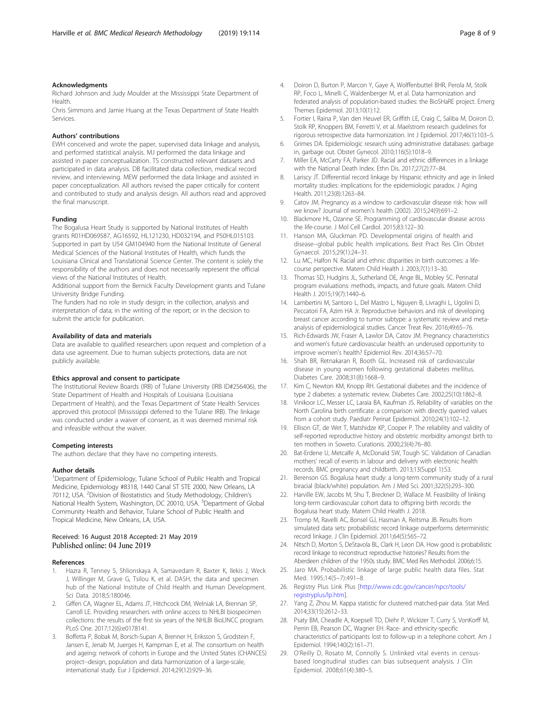### Acknowledgments

Richard Johnson and Judy Moulder at the Mississippi State Department of Health.

Chris Simmons and Jamie Huang at the Texas Department of State Health Services.

### Authors' contributions

EWH conceived and wrote the paper, supervised data linkage and analysis, and performed statistical analysis. MJ performed the data linkage and assisted in paper conceptualization. TS constructed relevant datasets and participated in data analysis. DB facilitated data collection, medical record review, and interviewing. MEW performed the data linkage and assisted in paper conceptualization. All authors revised the paper critically for content and contributed to study and analysis design. All authors read and approved the final manuscript.

### Funding

The Bogalusa Heart Study is supported by National Institutes of Health grants R01HD069587, AG16592, HL121230, HD032194, and P50HL015103. Supported in part by U54 GM104940 from the National Institute of General Medical Sciences of the National Institutes of Health, which funds the Louisiana Clinical and Translational Science Center. The content is solely the responsibility of the authors and does not necessarily represent the official views of the National Institutes of Health.

Additional support from the Bernick Faculty Development grants and Tulane University Bridge Funding.

The funders had no role in study design; in the collection, analysis and interpretation of data; in the writing of the report; or in the decision to submit the article for publication.

### Availability of data and materials

Data are available to qualified researchers upon request and completion of a data use agreement. Due to human subjects protections, data are not publicly available.

### Ethics approval and consent to participate

The Institutional Review Boards (IRB) of Tulane University (IRB ID#256406), the State Department of Health and Hospitals of Louisiana (Louisiana Department of Health), and the Texas Department of State Health Services approved this protocol (Mississippi deferred to the Tulane IRB). The linkage was conducted under a waiver of consent, as it was deemed minimal risk and infeasible without the waiver.

### Competing interests

The authors declare that they have no competing interests.

### Author details

[1]Department of Epidemiology, Tulane School of Public Health and Tropical Medicine, Epidemiology #8318, 1440 Canal ST STE 2000, New Orleans, LA 70112, USA. [2]Division of Biostatistics and Study Methodology, Children's National Health System, Washington, DC 20010, USA. [3]Department of Global Community Health and Behavior, Tulane School of Public Health and Tropical Medicine, New Orleans, LA, USA.

Received: 16 August 2018 Accepted: 21 May 2019
Published online: 04 June 2019

### References

1. Hazra R, Tenney S, Shlionskaya A, Samavedam R, Baxter K, Ilekis J, Weck J, Willinger M, Grave G, Tsilou K, et al. DASH, the data and specimen hub of the National Institute of Child Health and Human Development. Sci Data. 2018;5:180046.
2. Giffen CA, Wagner EL, Adams JT, Hitchcock DM, Welniak LA, Brennan SP, Carroll LE. Providing researchers with online access to NHLBI biospecimen collections: the results of the first six years of the NHLBI BioLINCC program. PLoS One. 2017;12(6):e0178141.
3. Boffetta P, Bobak M, Borsch-Supan A, Brenner H, Eriksson S, Grodstein F, Jansen E, Jenab M, Juerges H, Kampman E, et al. The consortium on health and ageing: network of cohorts in Europe and the United States (CHANCES) project--design, population and data harmonization of a large-scale, international study. Eur J Epidemiol. 2014;29(12):929–36.
4. Doiron D, Burton P, Marcon Y, Gaye A, Wolffenbuttel BHR, Perola M, Stolk RP, Foco L, Minelli C, Waldenberger M, et al. Data harmonization and federated analysis of population-based studies: the BioSHaRE project. Emerg Themes Epidemiol. 2013;10(1):12.
5. Fortier I, Raina P, Van den Heuvel ER, Griffith LE, Craig C, Saliba M, Doiron D, Stolk RP, Knoppers BM, Ferretti V, et al. Maelstrom research guidelines for rigorous retrospective data harmonization. Int J Epidemiol. 2017;46(1):103–5.
6. Grimes DA. Epidemiologic research using administrative databases: garbage in, garbage out. Obstet Gynecol. 2010;116(5):1018–9.
7. Miller EA, McCarty FA, Parker JD. Racial and ethnic differences in a linkage with the National Death Index. Ethn Dis. 2017;27(2):77–84.
8. Lariscy JT. Differential record linkage by Hispanic ethnicity and age in linked mortality studies: implications for the epidemiologic paradox. J Aging Health. 2011;23(8):1263–84.
9. Catov JM. Pregnancy as a window to cardiovascular disease risk: how will we know? Journal of women's health (2002). 2015;24(9):691–2.
10. Blackmore HL, Ozanne SE. Programming of cardiovascular disease across the life-course. J Mol Cell Cardiol. 2015;83:122–30.
11. Hanson MA, Gluckman PD. Developmental origins of health and disease--global public health implications. Best Pract Res Clin Obstet Gynaecol. 2015;29(1):24–31.
12. Lu MC, Halfon N. Racial and ethnic disparities in birth outcomes: a life-course perspective. Matern Child Health J. 2003;7(1):13–30.
13. Thomas SD, Hudgins JL, Sutherland DE, Ange BL, Mobley SC. Perinatal program evaluations: methods, impacts, and future goals. Matern Child Health J. 2015;19(7):1440–6.
14. Lambertini M, Santoro L, Del Mastro L, Nguyen B, Livraghi L, Ugolini D, Peccatori FA, Azim HA Jr. Reproductive behaviors and risk of developing breast cancer according to tumor subtype: a systematic review and meta-analysis of epidemiological studies. Cancer Treat Rev. 2016;49:65–76.
15. Rich-Edwards JW, Fraser A, Lawlor DA, Catov JM. Pregnancy characteristics and women's future cardiovascular health: an underused opportunity to improve women's health? Epidemiol Rev. 2014;36:57–70.
16. Shah BR, Retnakaran R, Booth GL. Increased risk of cardiovascular disease in young women following gestational diabetes mellitus. Diabetes Care. 2008;31(8):1668–9.
17. Kim C, Newton KM, Knopp RH. Gestational diabetes and the incidence of type 2 diabetes: a systematic review. Diabetes Care. 2002;25(10):1862–8.
18. Vinikoor LC, Messer LC, Laraia BA, Kaufman JS. Reliability of variables on the North Carolina birth certificate: a comparison with directly queried values from a cohort study. Paediatr Perinat Epidemiol. 2010;24(1):102–12.
19. Ellison GT, de Wet T, Matshidze KP, Cooper P. The reliability and validity of self-reported reproductive history and obstetric morbidity amongst birth to ten mothers in Soweto. Curationis. 2000;23(4):76–80.
20. Bat-Erdene U, Metcalfe A, McDonald SW, Tough SC. Validation of Canadian mothers' recall of events in labour and delivery with electronic health records. BMC pregnancy and childbirth. 2013;13(Suppl 1):S3.
21. Berenson GS. Bogalusa heart study: a long-term community study of a rural biracial (black/white) population. Am J Med Sci. 2001;322(5):293–300.
22. Harville EW, Jacobs M, Shu T, Breckner D, Wallace M. Feasibility of linking long-term cardiovascular cohort data to offspring birth records: the Bogalusa heart study. Matern Child Health J. 2018.
23. Tromp M, Ravelli AC, Bonsel GJ, Hasman A, Reitsma JB. Results from simulated data sets: probabilistic record linkage outperforms deterministic record linkage. J Clin Epidemiol. 2011;64(5):565–72.
24. Nitsch D, Morton S, DeStavola BL, Clark H, Leon DA. How good is probabilistic record linkage to reconstruct reproductive histories? Results from the Aberdeen children of the 1950s study. BMC Med Res Methodol. 2006;6:15.
25. Jaro MA. Probabilistic linkage of large public health data files. Stat Med. 1995;14(5–7):491–8.
26. Registry Plus Link Plus [http://www.cdc.gov/cancer/npcr/tools/registryplus/lp.htm].
27. Yang Z, Zhou M. Kappa statistic for clustered matched-pair data. Stat Med. 2014;33(15):2612–33.
28. Psaty BM, Cheadle A, Koepsell TD, Diehr P, Wickizer T, Curry S, VonKorff M, Perrin EB, Pearson DC, Wagner EH. Race- and ethnicity-specific characteristics of participants lost to follow-up in a telephone cohort. Am J Epidemiol. 1994;140(2):161–71.
29. O'Reilly D, Rosato M, Connolly S. Unlinked vital events in census-based longitudinal studies can bias subsequent analysis. J Clin Epidemiol. 2008;61(4):380–5.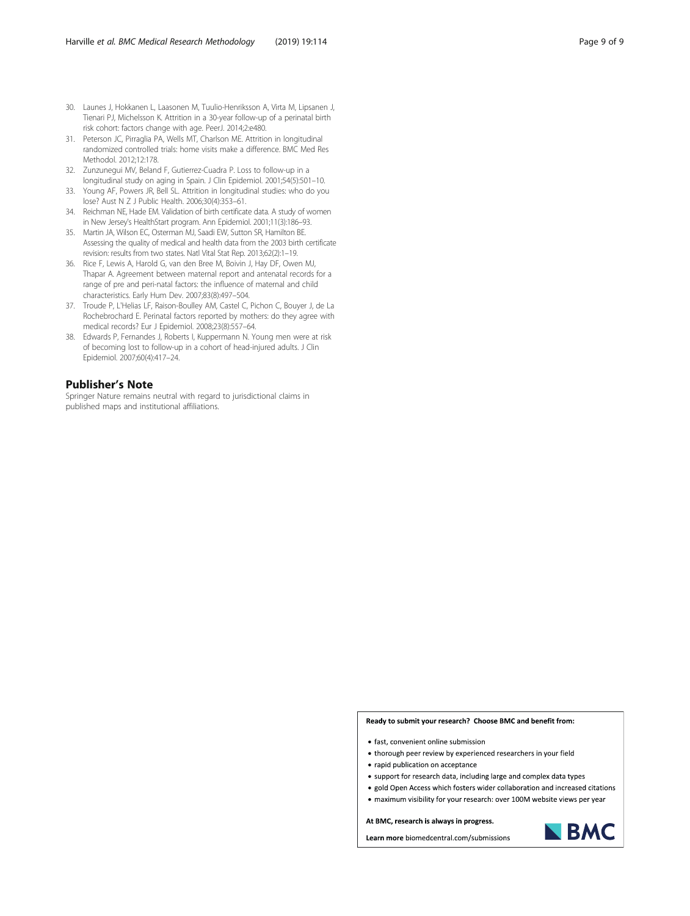30. Launes J, Hokkanen L, Laasonen M, Tuulio-Henriksson A, Virta M, Lipsanen J, Tienari PJ, Michelsson K. Attrition in a 30-year follow-up of a perinatal birth risk cohort: factors change with age. PeerJ. 2014;2:e480.
31. Peterson JC, Pirraglia PA, Wells MT, Charlson ME. Attrition in longitudinal randomized controlled trials: home visits make a difference. BMC Med Res Methodol. 2012;12:178.
32. Zunzunegui MV, Beland F, Gutierrez-Cuadra P. Loss to follow-up in a longitudinal study on aging in Spain. J Clin Epidemiol. 2001;54(5):501–10.
33. Young AF, Powers JR, Bell SL. Attrition in longitudinal studies: who do you lose? Aust N Z J Public Health. 2006;30(4):353–61.
34. Reichman NE, Hade EM. Validation of birth certificate data. A study of women in New Jersey's HealthStart program. Ann Epidemiol. 2001;11(3):186–93.
35. Martin JA, Wilson EC, Osterman MJ, Saadi EW, Sutton SR, Hamilton BE. Assessing the quality of medical and health data from the 2003 birth certificate revision: results from two states. Natl Vital Stat Rep. 2013;62(2):1–19.
36. Rice F, Lewis A, Harold G, van den Bree M, Boivin J, Hay DF, Owen MJ, Thapar A. Agreement between maternal report and antenatal records for a range of pre and peri-natal factors: the influence of maternal and child characteristics. Early Hum Dev. 2007;83(8):497–504.
37. Troude P, L'Helias LF, Raison-Boulley AM, Castel C, Pichon C, Bouyer J, de La Rochebrochard E. Perinatal factors reported by mothers: do they agree with medical records? Eur J Epidemiol. 2008;23(8):557–64.
38. Edwards P, Fernandes J, Roberts I, Kuppermann N. Young men were at risk of becoming lost to follow-up in a cohort of head-injured adults. J Clin Epidemiol. 2007;60(4):417–24.

## Publisher's Note

Springer Nature remains neutral with regard to jurisdictional claims in published maps and institutional affiliations.

**Ready to submit your research? Choose BMC and benefit from:**

- fast, convenient online submission
- thorough peer review by experienced researchers in your field
- rapid publication on acceptance
- support for research data, including large and complex data types
- gold Open Access which fosters wider collaboration and increased citations
- maximum visibility for your research: over 100M website views per year

**At BMC, research is always in progress.**

**Learn more** biomedcentral.com/submissions

BMC